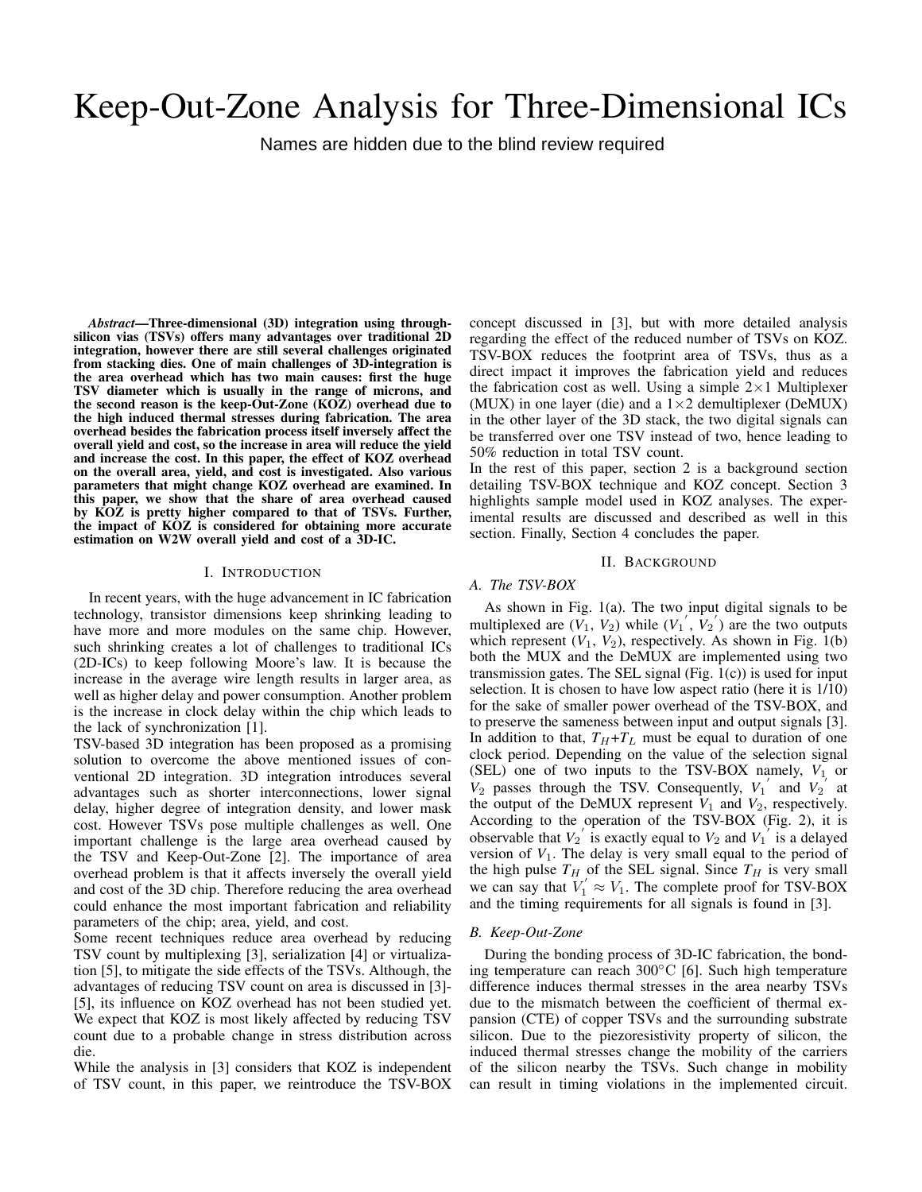# Keep-Out-Zone Analysis for Three-Dimensional ICs

Names are hidden due to the blind review required

***Abstract*—Three-dimensional (3D) integration using through-silicon vias (TSVs) offers many advantages over traditional 2D integration, however there are still several challenges originated from stacking dies. One of main challenges of 3D-integration is the area overhead which has two main causes: first the huge TSV diameter which is usually in the range of microns, and the second reason is the keep-Out-Zone (KOZ) overhead due to the high induced thermal stresses during fabrication. The area overhead besides the fabrication process itself inversely affect the overall yield and cost, so the increase in area will reduce the yield and increase the cost. In this paper, the effect of KOZ overhead on the overall area, yield, and cost is investigated. Also various parameters that might change KOZ overhead are examined. In this paper, we show that the share of area overhead caused by KOZ is pretty higher compared to that of TSVs. Further, the impact of KOZ is considered for obtaining more accurate estimation on W2W overall yield and cost of a 3D-IC.**

## I. Introduction

In recent years, with the huge advancement in IC fabrication technology, transistor dimensions keep shrinking leading to have more and more modules on the same chip. However, such shrinking creates a lot of challenges to traditional ICs (2D-ICs) to keep following Moore's law. It is because the increase in the average wire length results in larger area, as well as higher delay and power consumption. Another problem is the increase in clock delay within the chip which leads to the lack of synchronization [1].

TSV-based 3D integration has been proposed as a promising solution to overcome the above mentioned issues of conventional 2D integration. 3D integration introduces several advantages such as shorter interconnections, lower signal delay, higher degree of integration density, and lower mask cost. However TSVs pose multiple challenges as well. One important challenge is the large area overhead caused by the TSV and Keep-Out-Zone [2]. The importance of area overhead problem is that it affects inversely the overall yield and cost of the 3D chip. Therefore reducing the area overhead could enhance the most important fabrication and reliability parameters of the chip; area, yield, and cost.

Some recent techniques reduce area overhead by reducing TSV count by multiplexing [3], serialization [4] or virtualization [5], to mitigate the side effects of the TSVs. Although, the advantages of reducing TSV count on area is discussed in [3]-[5], its influence on KOZ overhead has not been studied yet. We expect that KOZ is most likely affected by reducing TSV count due to a probable change in stress distribution across die.

While the analysis in [3] considers that KOZ is independent of TSV count, in this paper, we reintroduce the TSV-BOX concept discussed in [3], but with more detailed analysis regarding the effect of the reduced number of TSVs on KOZ. TSV-BOX reduces the footprint area of TSVs, thus as a direct impact it improves the fabrication yield and reduces the fabrication cost as well. Using a simple 2×1 Multiplexer (MUX) in one layer (die) and a 1×2 demultiplexer (DeMUX) in the other layer of the 3D stack, the two digital signals can be transferred over one TSV instead of two, hence leading to 50% reduction in total TSV count.

In the rest of this paper, section 2 is a background section detailing TSV-BOX technique and KOZ concept. Section 3 highlights sample model used in KOZ analyses. The experimental results are discussed and described as well in this section. Finally, Section 4 concludes the paper.

## II. Background

### A. The TSV-BOX

As shown in Fig. 1(a). The two input digital signals to be multiplexed are ($V_1$, $V_2$) while ($V_1^{'}$, $V_2^{'}$) are the two outputs which represent ($V_1$, $V_2$), respectively. As shown in Fig. 1(b) both the MUX and the DeMUX are implemented using two transmission gates. The SEL signal (Fig. 1(c)) is used for input selection. It is chosen to have low aspect ratio (here it is 1/10) for the sake of smaller power overhead of the TSV-BOX, and to preserve the sameness between input and output signals [3]. In addition to that, $T_H$+$T_L$ must be equal to duration of one clock period. Depending on the value of the selection signal (SEL) one of two inputs to the TSV-BOX namely, $V_1$ or $V_2$ passes through the TSV. Consequently, $V_1^{'}$ and $V_2^{'}$ at the output of the DeMUX represent $V_1$ and $V_2$, respectively. According to the operation of the TSV-BOX (Fig. 2), it is observable that $V_2^{'}$ is exactly equal to $V_2$ and $V_1^{'}$ is a delayed version of $V_1$. The delay is very small equal to the period of the high pulse $T_H$ of the SEL signal. Since $T_H$ is very small we can say that $V_1^{'} \approx V_1$. The complete proof for TSV-BOX and the timing requirements for all signals is found in [3].

### B. Keep-Out-Zone

During the bonding process of 3D-IC fabrication, the bonding temperature can reach 300°C [6]. Such high temperature difference induces thermal stresses in the area nearby TSVs due to the mismatch between the coefficient of thermal expansion (CTE) of copper TSVs and the surrounding substrate silicon. Due to the piezoresistivity property of silicon, the induced thermal stresses change the mobility of the carriers of the silicon nearby the TSVs. Such change in mobility can result in timing violations in the implemented circuit.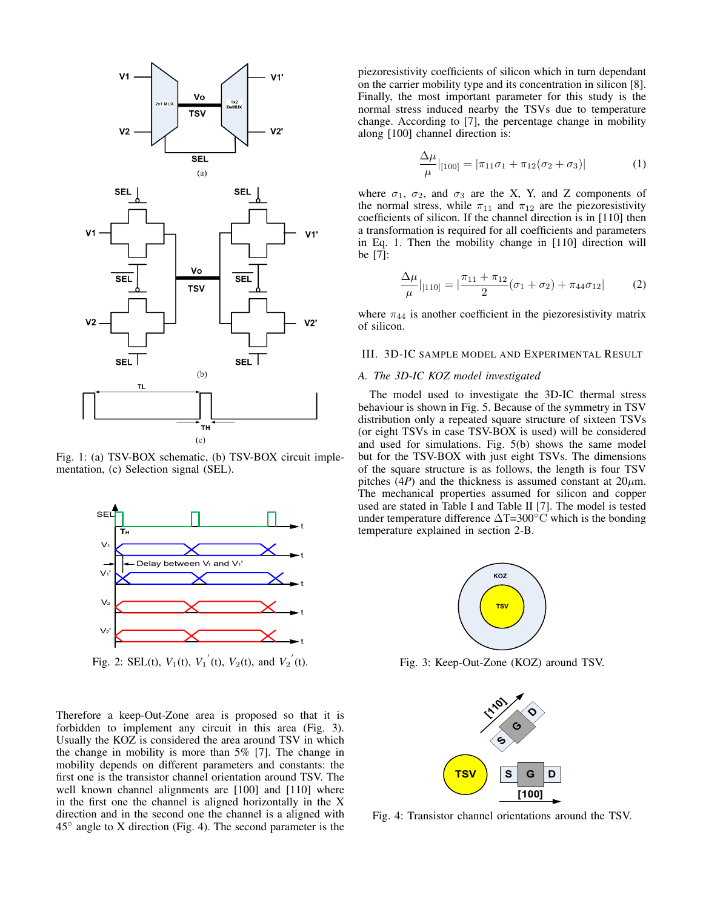Fig. 1: (a) TSV-BOX schematic, (b) TSV-BOX circuit implementation, (c) Selection signal (SEL).

Fig. 2: SEL(t), $V_1$(t), $V_1{}'$(t), $V_2$(t), and $V_2{}'$(t).

Therefore a keep-Out-Zone area is proposed so that it is forbidden to implement any circuit in this area (Fig. 3). Usually the KOZ is considered the area around TSV in which the change in mobility is more than 5% [7]. The change in mobility depends on different parameters and constants: the first one is the transistor channel orientation around TSV. The well known channel alignments are [100] and [110] where in the first one the channel is aligned horizontally in the X direction and in the second one the channel is a aligned with 45° angle to X direction (Fig. 4). The second parameter is the piezoresistivity coefficients of silicon which in turn dependant on the carrier mobility type and its concentration in silicon [8]. Finally, the most important parameter for this study is the normal stress induced nearby the TSVs due to temperature change. According to [7], the percentage change in mobility along [100] channel direction is:

$$\frac{\Delta\mu}{\mu}|_{[100]} = |\pi_{11}\sigma_1 + \pi_{12}(\sigma_2 + \sigma_3)| \tag{1}$$

where $\sigma_1$, $\sigma_2$, and $\sigma_3$ are the X, Y, and Z components of the normal stress, while $\pi_{11}$ and $\pi_{12}$ are the piezoresistivity coefficients of silicon. If the channel direction is in [110] then a transformation is required for all coefficients and parameters in Eq. 1. Then the mobility change in [110] direction will be [7]:

$$\frac{\Delta\mu}{\mu}|_{[110]} = |\frac{\pi_{11} + \pi_{12}}{2}(\sigma_1 + \sigma_2) + \pi_{44}\sigma_{12}| \tag{2}$$

where $\pi_{44}$ is another coefficient in the piezoresistivity matrix of silicon.

## III. 3D-IC Sample Model and Experimental Result

### A. The 3D-IC KOZ model investigated

The model used to investigate the 3D-IC thermal stress behaviour is shown in Fig. 5. Because of the symmetry in TSV distribution only a repeated square structure of sixteen TSVs (or eight TSVs in case TSV-BOX is used) will be considered and used for simulations. Fig. 5(b) shows the same model but for the TSV-BOX with just eight TSVs. The dimensions of the square structure is as follows, the length is four TSV pitches ($4P$) and the thickness is assumed constant at 20$\mu$m. The mechanical properties assumed for silicon and copper used are stated in Table I and Table II [7]. The model is tested under temperature difference $\Delta$T=300°C which is the bonding temperature explained in section 2-B.

Fig. 3: Keep-Out-Zone (KOZ) around TSV.

Fig. 4: Transistor channel orientations around the TSV.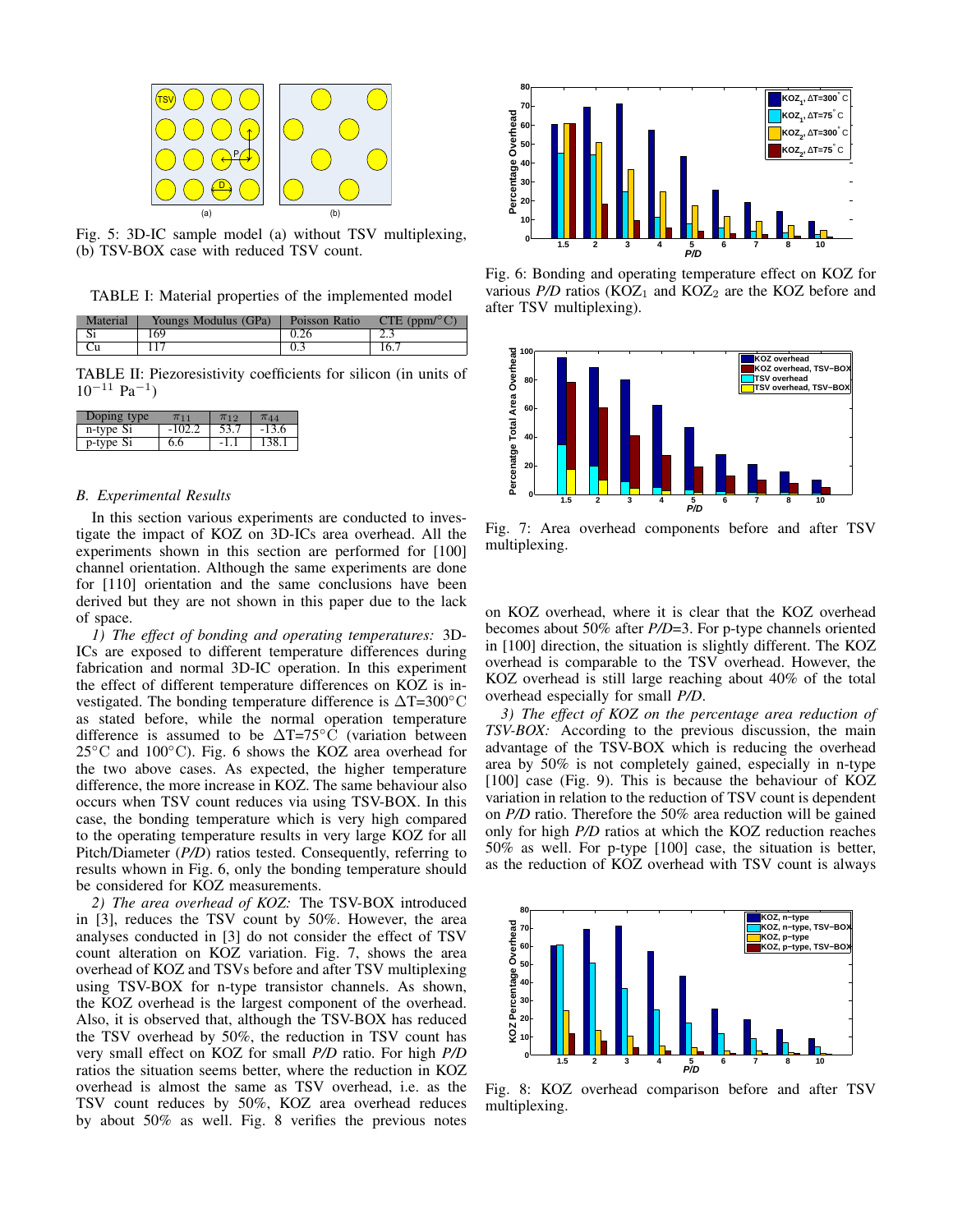Fig. 5: 3D-IC sample model (a) without TSV multiplexing, (b) TSV-BOX case with reduced TSV count.

TABLE I: Material properties of the implemented model

| Material | Youngs Modulus (GPa) | Poisson Ratio | CTE (ppm/°C) |
|---|---|---|---|
| Si | 169 | 0.26 | 2.3 |
| Cu | 117 | 0.3 | 16.7 |

TABLE II: Piezoresistivity coefficients for silicon (in units of $10^{-11}$ $\text{Pa}^{-1}$)

| Doping type | $\pi_{11}$ | $\pi_{12}$ | $\pi_{44}$ |
|---|---|---|---|
| n-type Si | -102.2 | 53.7 | -13.6 |
| p-type Si | 6.6 | -1.1 | 138.1 |

### B. Experimental Results

In this section various experiments are conducted to investigate the impact of KOZ on 3D-ICs area overhead. All the experiments shown in this section are performed for [100] channel orientation. Although the same experiments are done for [110] orientation and the same conclusions have been derived but they are not shown in this paper due to the lack of space.

*1) The effect of bonding and operating temperatures:* 3D-ICs are exposed to different temperature differences during fabrication and normal 3D-IC operation. In this experiment the effect of different temperature differences on KOZ is investigated. The bonding temperature difference is $\Delta$T=300°C as stated before, while the normal operation temperature difference is assumed to be $\Delta$T=75°C (variation between 25°C and 100°C). Fig. 6 shows the KOZ area overhead for the two above cases. As expected, the higher temperature difference, the more increase in KOZ. The same behaviour also occurs when TSV count reduces via using TSV-BOX. In this case, the bonding temperature which is very high compared to the operating temperature results in very large KOZ for all Pitch/Diameter (*P/D*) ratios tested. Consequently, referring to results whown in Fig. 6, only the bonding temperature should be considered for KOZ measurements.

*2) The area overhead of KOZ:* The TSV-BOX introduced in [3], reduces the TSV count by 50%. However, the area analyses conducted in [3] do not consider the effect of TSV count alteration on KOZ variation. Fig. 7, shows the area overhead of KOZ and TSVs before and after TSV multiplexing using TSV-BOX for n-type transistor channels. As shown, the KOZ overhead is the largest component of the overhead. Also, it is observed that, although the TSV-BOX has reduced the TSV overhead by 50%, the reduction in TSV count has very small effect on KOZ for small *P/D* ratio. For high *P/D* ratios the situation seems better, where the reduction in KOZ overhead is almost the same as TSV overhead, i.e. as the TSV count reduces by 50%, KOZ area overhead reduces by about 50% as well. Fig. 8 verifies the previous notes on KOZ overhead, where it is clear that the KOZ overhead becomes about 50% after *P/D*=3. For p-type channels oriented in [100] direction, the situation is slightly different. The KOZ overhead is comparable to the TSV overhead. However, the KOZ overhead is still large reaching about 40% of the total overhead especially for small *P/D*.

Fig. 6: Bonding and operating temperature effect on KOZ for various *P/D* ratios ($\text{KOZ}_1$ and $\text{KOZ}_2$ are the KOZ before and after TSV multiplexing).

Fig. 7: Area overhead components before and after TSV multiplexing.

*3) The effect of KOZ on the percentage area reduction of TSV-BOX:* According to the previous discussion, the main advantage of the TSV-BOX which is reducing the overhead area by 50% is not completely gained, especially in n-type [100] case (Fig. 9). This is because the behaviour of KOZ variation in relation to the reduction of TSV count is dependent on *P/D* ratio. Therefore the 50% area reduction will be gained only for high *P/D* ratios at which the KOZ reduction reaches 50% as well. For p-type [100] case, the situation is better, as the reduction of KOZ overhead with TSV count is always

Fig. 8: KOZ overhead comparison before and after TSV multiplexing.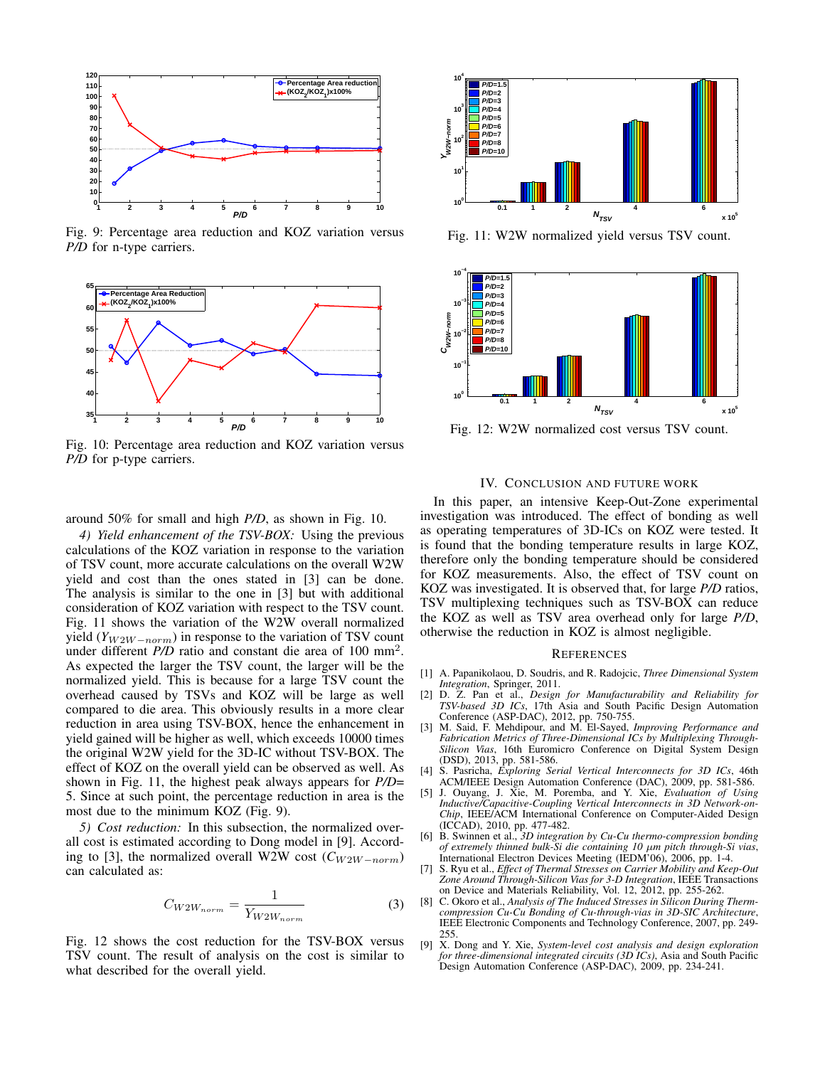Fig. 9: Percentage area reduction and KOZ variation versus *P/D* for n-type carriers.

Fig. 10: Percentage area reduction and KOZ variation versus *P/D* for p-type carriers.

around 50% for small and high *P/D*, as shown in Fig. 10.

*4) Yield enhancement of the TSV-BOX:* Using the previous calculations of the KOZ variation in response to the variation of TSV count, more accurate calculations on the overall W2W yield and cost than the ones stated in [3] can be done. The analysis is similar to the one in [3] but with additional consideration of KOZ variation with respect to the TSV count. Fig. 11 shows the variation of the W2W overall normalized yield ($Y_{W2W-norm}$) in response to the variation of TSV count under different *P/D* ratio and constant die area of 100 $mm^2$. As expected the larger the TSV count, the larger will be the normalized yield. This is because for a large TSV count the overhead caused by TSVs and KOZ will be large as well compared to die area. This obviously results in a more clear reduction in area using TSV-BOX, hence the enhancement in yield gained will be higher as well, which exceeds 10000 times the original W2W yield for the 3D-IC without TSV-BOX. The effect of KOZ on the overall yield can be observed as well. As shown in Fig. 11, the highest peak always appears for *P/D*= 5. Since at such point, the percentage reduction in area is the most due to the minimum KOZ (Fig. 9).

*5) Cost reduction:* In this subsection, the normalized overall cost is estimated according to Dong model in [9]. According to [3], the normalized overall W2W cost ($C_{W2W-norm}$) can calculated as:

$$C_{W2W_{norm}} = \frac{1}{Y_{W2W_{norm}}} \tag{3}$$

Fig. 12 shows the cost reduction for the TSV-BOX versus TSV count. The result of analysis on the cost is similar to what described for the overall yield.

Fig. 11: W2W normalized yield versus TSV count.

Fig. 12: W2W normalized cost versus TSV count.

## IV. Conclusion and Future Work

In this paper, an intensive Keep-Out-Zone experimental investigation was introduced. The effect of bonding as well as operating temperatures of 3D-ICs on KOZ were tested. It is found that the bonding temperature results in large KOZ, therefore only the bonding temperature should be considered for KOZ measurements. Also, the effect of TSV count on KOZ was investigated. It is observed that, for large *P/D* ratios, TSV multiplexing techniques such as TSV-BOX can reduce the KOZ as well as TSV area overhead only for large *P/D*, otherwise the reduction in KOZ is almost negligible.

## References

[1] A. Papanikolaou, D. Soudris, and R. Radojcic, *Three Dimensional System Integration*, Springer, 2011.

[2] D. Z. Pan et al., *Design for Manufacturability and Reliability for TSV-based 3D ICs*, 17th Asia and South Pacific Design Automation Conference (ASP-DAC), 2012, pp. 750-755.

[3] M. Said, F. Mehdipour, and M. El-Sayed, *Improving Performance and Fabrication Metrics of Three-Dimensional ICs by Multiplexing Through-Silicon Vias*, 16th Euromicro Conference on Digital System Design (DSD), 2013, pp. 581-586.

[4] S. Pasricha, *Exploring Serial Vertical Interconnects for 3D ICs*, 46th ACM/IEEE Design Automation Conference (DAC), 2009, pp. 581-586.

[5] J. Ouyang, J. Xie, M. Poremba, and Y. Xie, *Evaluation of Using Inductive/Capacitive-Coupling Vertical Interconnects in 3D Network-on-Chip*, IEEE/ACM International Conference on Computer-Aided Design (ICCAD), 2010, pp. 477-482.

[6] B. Swinnen et al., *3D integration by Cu-Cu thermo-compression bonding of extremely thinned bulk-Si die containing 10 μm pitch through-Si vias*, International Electron Devices Meeting (IEDM'06), 2006, pp. 1-4.

[7] S. Ryu et al., *Effect of Thermal Stresses on Carrier Mobility and Keep-Out Zone Around Through-Silicon Vias for 3-D Integration*, IEEE Transactions on Device and Materials Reliability, Vol. 12, 2012, pp. 255-262.

[8] C. Okoro et al., *Analysis of The Induced Stresses in Silicon During Thermcompression Cu-Cu Bonding of Cu-through-vias in 3D-SIC Architecture*, IEEE Electronic Components and Technology Conference, 2007, pp. 249-255.

[9] X. Dong and Y. Xie, *System-level cost analysis and design exploration for three-dimensional integrated circuits (3D ICs)*, Asia and South Pacific Design Automation Conference (ASP-DAC), 2009, pp. 234-241.